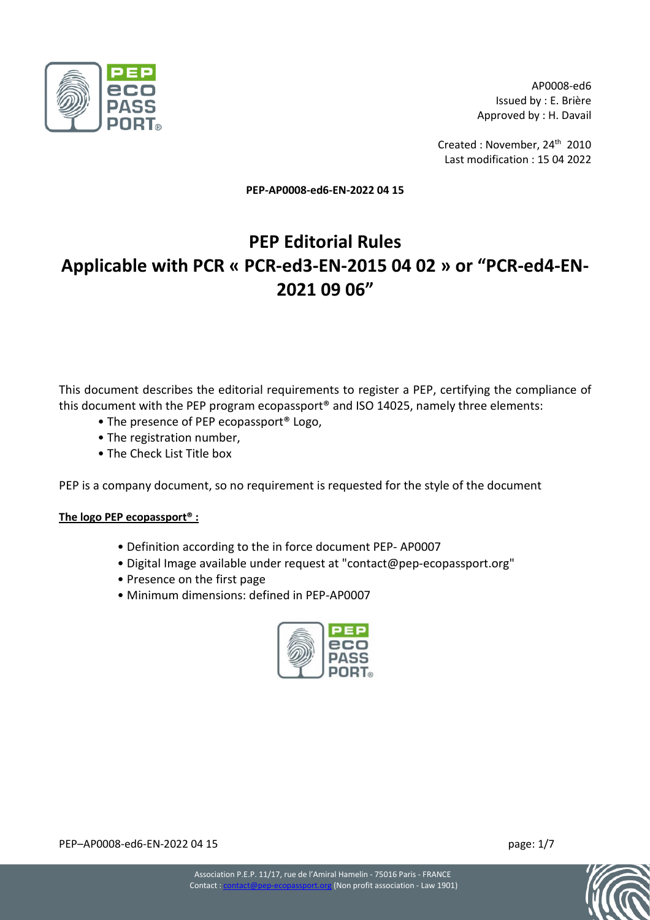AP0008-ed6
Issued by : E. Brière
Approved by : H. Davail

Created : November, 24th 2010
Last modification : 15 04 2022

**PEP-AP0008-ed6-EN-2022 04 15**

# PEP Editorial Rules
# Applicable with PCR « PCR-ed3-EN-2015 04 02 » or "PCR-ed4-EN-2021 09 06"

This document describes the editorial requirements to register a PEP, certifying the compliance of this document with the PEP program ecopassport® and ISO 14025, namely three elements:

- The presence of PEP ecopassport® Logo,
- The registration number,
- The Check List Title box

PEP is a company document, so no requirement is requested for the style of the document

**The logo PEP ecopassport® :**

- Definition according to the in force document PEP- AP0007
- Digital Image available under request at "contact@pep-ecopassport.org"
- Presence on the first page
- Minimum dimensions: defined in PEP-AP0007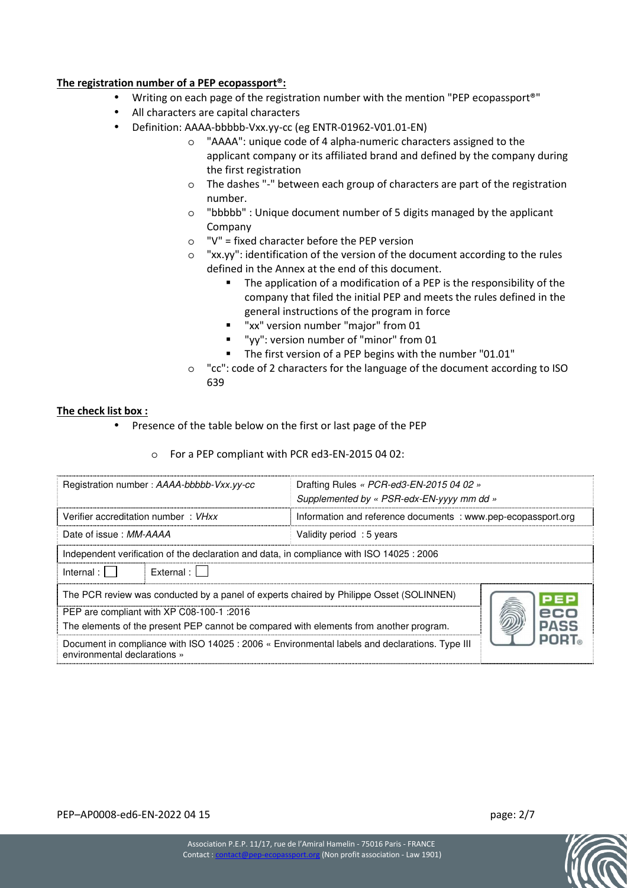**The registration number of a PEP ecopassport®:**

- Writing on each page of the registration number with the mention "PEP ecopassport®"
- All characters are capital characters
- Definition: AAAA-bbbbb-Vxx.yy-cc (eg ENTR-01962-V01.01-EN)
  - "AAAA": unique code of 4 alpha-numeric characters assigned to the applicant company or its affiliated brand and defined by the company during the first registration
  - The dashes "-" between each group of characters are part of the registration number.
  - "bbbbb" : Unique document number of 5 digits managed by the applicant Company
  - "V" = fixed character before the PEP version
  - "xx.yy": identification of the version of the document according to the rules defined in the Annex at the end of this document.
    - The application of a modification of a PEP is the responsibility of the company that filed the initial PEP and meets the rules defined in the general instructions of the program in force
    - "xx" version number "major" from 01
    - "yy": version number of "minor" from 01
    - The first version of a PEP begins with the number "01.01"
  - "cc": code of 2 characters for the language of the document according to ISO 639

**The check list box :**

- Presence of the table below on the first or last page of the PEP
  - For a PEP compliant with PCR ed3-EN-2015 04 02:

| Registration number : *AAAA-bbbbb-Vxx.yy-cc* | | Drafting Rules *« PCR-ed3-EN-2015 04 02 »* *Supplemented by « PSR-edx-EN-yyyy mm dd »* | |
|---|---|---|---|
| Verifier accreditation number : *VHxx* | | Information and reference documents : www.pep-ecopassport.org | |
| Date of issue : *MM-AAAA* | | Validity period : 5 years | |
| Independent verification of the declaration and data, in compliance with ISO 14025 : 2006 | | | |
| Internal : ☐ | External : ☐ | | |
| The PCR review was conducted by a panel of experts chaired by Philippe Osset (SOLINNEN) | | | PEP eco PASS PORT® |
| PEP are compliant with XP C08-100-1 :2016 The elements of the present PEP cannot be compared with elements from another program. | | | |
| Document in compliance with ISO 14025 : 2006 « Environmental labels and declarations. Type III environmental declarations » | | | |

PEP–AP0008-ed6-EN-2022 04 15

Association P.E.P. 11/17, rue de l'Amiral Hamelin - 75016 Paris - FRANCE
Contact : contact@pep-ecopassport.org (Non profit association - Law 1901)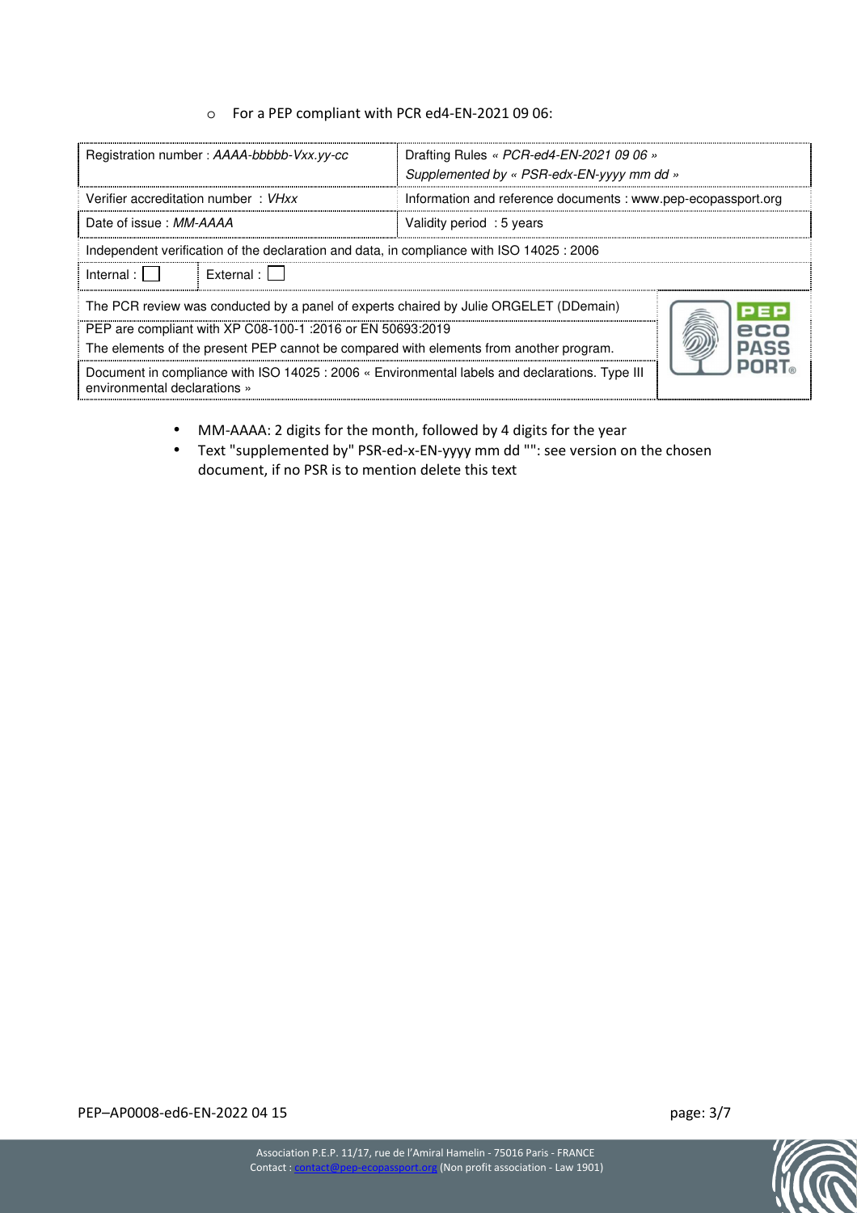- For a PEP compliant with PCR ed4-EN-2021 09 06:

| Registration number : *AAAA-bbbbb-Vxx.yy-cc* | | Drafting Rules *« PCR-ed4-EN-2021 09 06 »*<br>*Supplemented by « PSR-edx-EN-yyyy mm dd »* | |
|---|---|---|---|
| Verifier accreditation number : *VHxx* | | Information and reference documents : www.pep-ecopassport.org | |
| Date of issue : *MM-AAAA* | | Validity period : 5 years | |
| Independent verification of the declaration and data, in compliance with ISO 14025 : 2006 | | | |
| Internal : ☐ | External : ☐ | | |
| The PCR review was conducted by a panel of experts chaired by Julie ORGELET (DDemain) | | | PEP eco PASS PORT® |
| PEP are compliant with XP C08-100-1 :2016 or EN 50693:2019<br>The elements of the present PEP cannot be compared with elements from another program. | | | |
| Document in compliance with ISO 14025 : 2006 « Environmental labels and declarations. Type III environmental declarations » | | | |

- MM-AAAA: 2 digits for the month, followed by 4 digits for the year
- Text "supplemented by" PSR-ed-x-EN-yyyy mm dd "": see version on the chosen document, if no PSR is to mention delete this text

PEP–AP0008-ed6-EN-2022 04 15

Association P.E.P. 11/17, rue de l'Amiral Hamelin - 75016 Paris - FRANCE
Contact : contact@pep-ecopassport.org (Non profit association - Law 1901)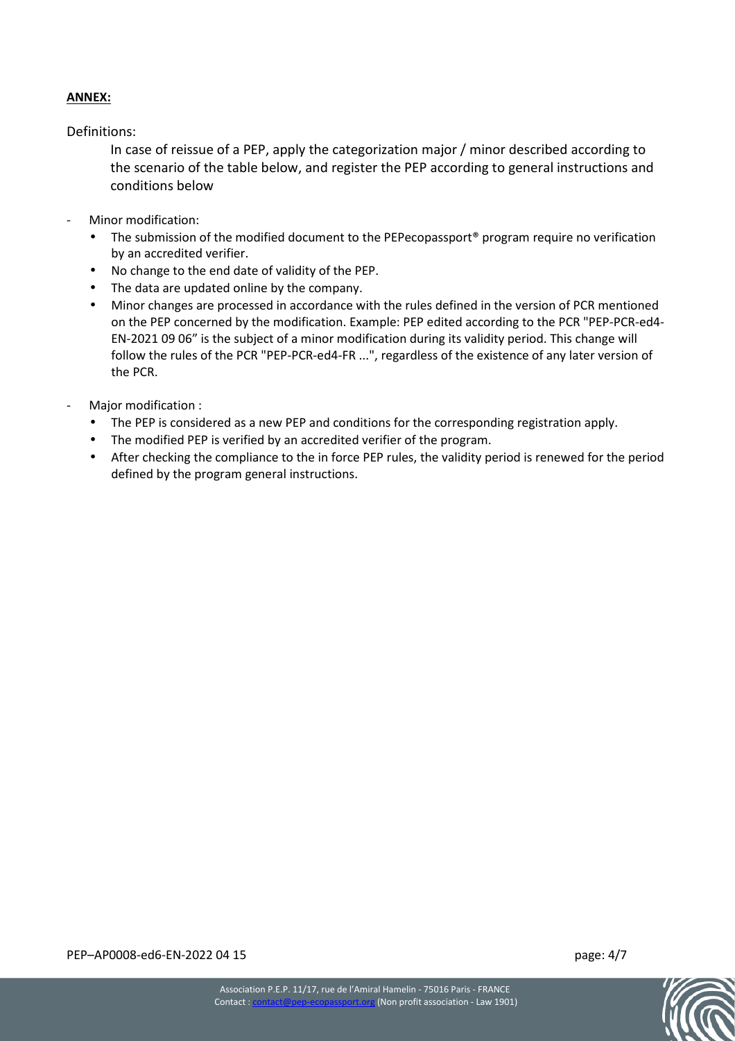**ANNEX:**

Definitions:

In case of reissue of a PEP, apply the categorization major / minor described according to the scenario of the table below, and register the PEP according to general instructions and conditions below

- Minor modification:
  - The submission of the modified document to the PEPecopassport® program require no verification by an accredited verifier.
  - No change to the end date of validity of the PEP.
  - The data are updated online by the company.
  - Minor changes are processed in accordance with the rules defined in the version of PCR mentioned on the PEP concerned by the modification. Example: PEP edited according to the PCR "PEP-PCR-ed4-EN-2021 09 06" is the subject of a minor modification during its validity period. This change will follow the rules of the PCR "PEP-PCR-ed4-FR ...", regardless of the existence of any later version of the PCR.
- Major modification :
  - The PEP is considered as a new PEP and conditions for the corresponding registration apply.
  - The modified PEP is verified by an accredited verifier of the program.
  - After checking the compliance to the in force PEP rules, the validity period is renewed for the period defined by the program general instructions.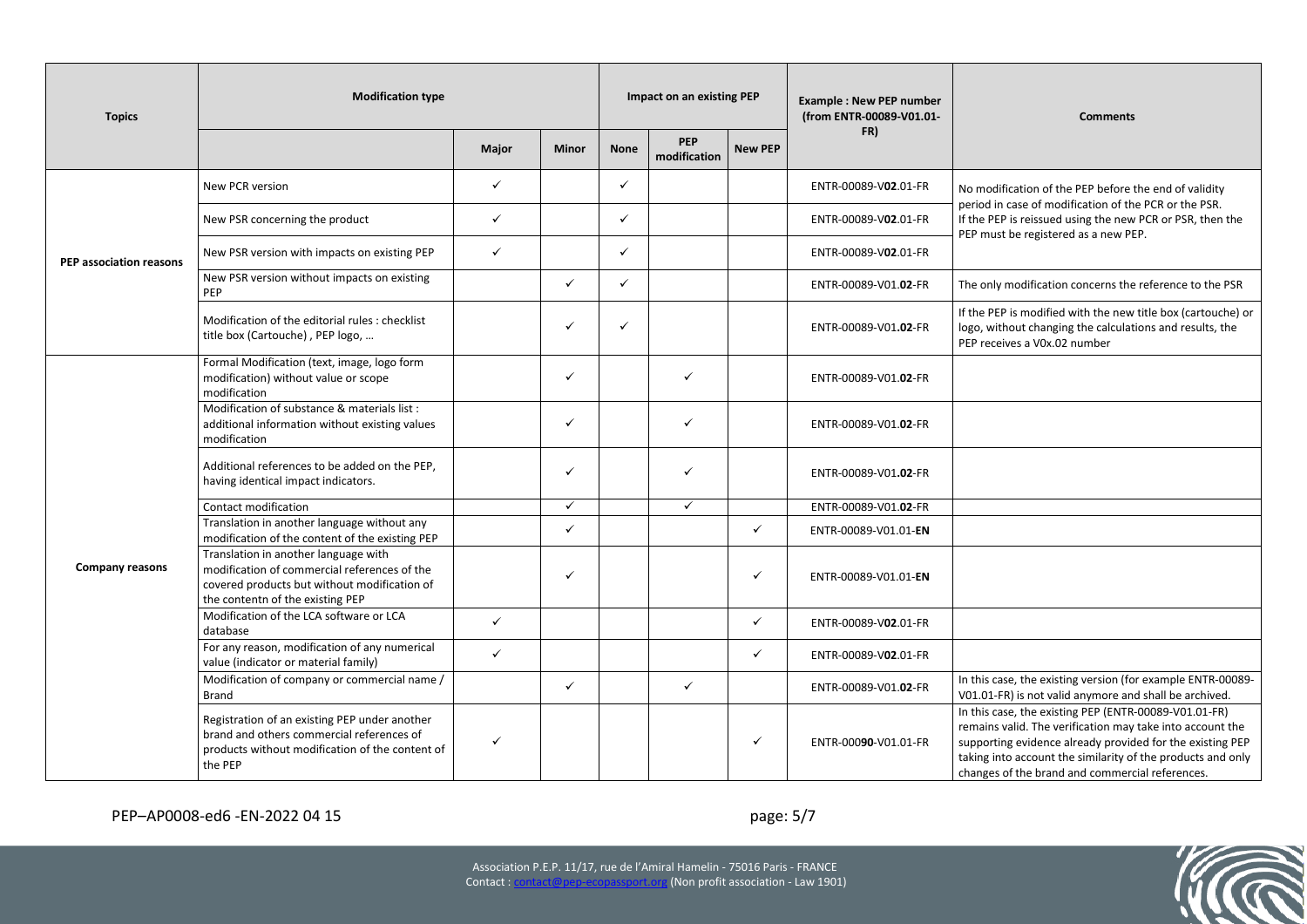| Topics | Modification type | | | Impact on an existing PEP | | | Example : New PEP number (from ENTR-00089-V01.01-FR) | Comments |
|---|---|---|---|---|---|---|---|---|
| | | Major | Minor | None | PEP modification | New PEP | | |
| PEP association reasons | New PCR version | ✓ | | ✓ | | | ENTR-00089-V**02**.01-FR | No modification of the PEP before the end of validity period in case of modification of the PCR or the PSR. If the PEP is reissued using the new PCR or PSR, then the PEP must be registered as a new PEP. |
| | New PSR concerning the product | ✓ | | ✓ | | | ENTR-00089-V**02**.01-FR | |
| | New PSR version with impacts on existing PEP | ✓ | | ✓ | | | ENTR-00089-V**02**.01-FR | |
| | New PSR version without impacts on existing PEP | | ✓ | ✓ | | | ENTR-00089-V01.**02**-FR | The only modification concerns the reference to the PSR |
| | Modification of the editorial rules : checklist title box (Cartouche) , PEP logo, … | | ✓ | ✓ | | | ENTR-00089-V01.**02**-FR | If the PEP is modified with the new title box (cartouche) or logo, without changing the calculations and results, the PEP receives a V0x.02 number |
| Company reasons | Formal Modification (text, image, logo form modification) without value or scope modification | | ✓ | | ✓ | | ENTR-00089-V01.**02**-FR | |
| | Modification of substance & materials list : additional information without existing values modification | | ✓ | | ✓ | | ENTR-00089-V01.**02**-FR | |
| | Additional references to be added on the PEP, having identical impact indicators. | | ✓ | | ✓ | | ENTR-00089-V01.**02**-FR | |
| | Contact modification | | ✓ | | ✓ | | ENTR-00089-V01.**02**-FR | |
| | Translation in another language without any modification of the content of the existing PEP | | ✓ | | | ✓ | ENTR-00089-V01.01-**EN** | |
| | Translation in another language with modification of commercial references of the covered products but without modification of the contentn of the existing PEP | | ✓ | | | ✓ | ENTR-00089-V01.01-**EN** | |
| | Modification of the LCA software or LCA database | ✓ | | | | ✓ | ENTR-00089-V**02**.01-FR | |
| | For any reason, modification of any numerical value (indicator or material family) | ✓ | | | | ✓ | ENTR-00089-V**02**.01-FR | |
| | Modification of company or commercial name / Brand | | ✓ | | ✓ | | ENTR-00089-V01.**02**-FR | In this case, the existing version (for example ENTR-00089-V01.01-FR) is not valid anymore and shall be archived. |
| | Registration of an existing PEP under another brand and others commercial references of products without modification of the content of the PEP | ✓ | | | | ✓ | ENTR-000**90**-V01.01-FR | In this case, the existing PEP (ENTR-00089-V01.01-FR) remains valid. The verification may take into account the supporting evidence already provided for the existing PEP taking into account the similarity of the products and only changes of the brand and commercial references. |

PEP–AP0008-ed6 -EN-2022 04 15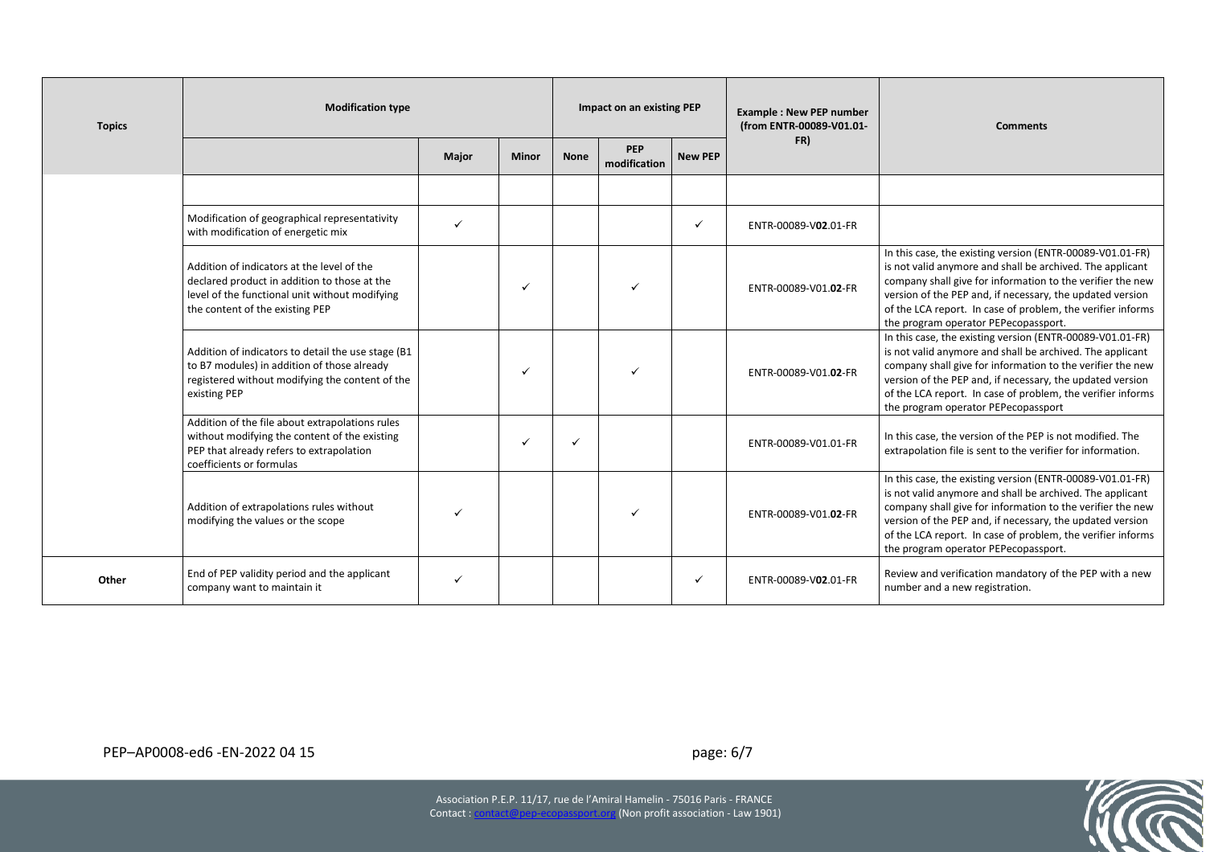| Topics | Modification type | | | Impact on an existing PEP | | | Example : New PEP number (from ENTR-00089-V01.01-FR) | Comments |
|---|---|---|---|---|---|---|---|---|
| | | Major | Minor | None | PEP modification | New PEP | | |
| | | | | | | | | |
| | Modification of geographical representativity with modification of energetic mix | ✓ | | | | ✓ | ENTR-00089-V**02**.01-FR | |
| | Addition of indicators at the level of the declared product in addition to those at the level of the functional unit without modifying the content of the existing PEP | | ✓ | | ✓ | | ENTR-00089-V01.**02**-FR | In this case, the existing version (ENTR-00089-V01.01-FR) is not valid anymore and shall be archived. The applicant company shall give for information to the verifier the new version of the PEP and, if necessary, the updated version of the LCA report. In case of problem, the verifier informs the program operator PEPecopassport. |
| | Addition of indicators to detail the use stage (B1 to B7 modules) in addition of those already registered without modifying the content of the existing PEP | | ✓ | | ✓ | | ENTR-00089-V01.**02**-FR | In this case, the existing version (ENTR-00089-V01.01-FR) is not valid anymore and shall be archived. The applicant company shall give for information to the verifier the new version of the PEP and, if necessary, the updated version of the LCA report. In case of problem, the verifier informs the program operator PEPecopassport |
| | Addition of the file about extrapolations rules without modifying the content of the existing PEP that already refers to extrapolation coefficients or formulas | | ✓ | ✓ | | | ENTR-00089-V01.01-FR | In this case, the version of the PEP is not modified. The extrapolation file is sent to the verifier for information. |
| | Addition of extrapolations rules without modifying the values or the scope | ✓ | | | ✓ | | ENTR-00089-V01.**02**-FR | In this case, the existing version (ENTR-00089-V01.01-FR) is not valid anymore and shall be archived. The applicant company shall give for information to the verifier the new version of the PEP and, if necessary, the updated version of the LCA report. In case of problem, the verifier informs the program operator PEPecopassport. |
| Other | End of PEP validity period and the applicant company want to maintain it | ✓ | | | | ✓ | ENTR-00089-V**02**.01-FR | Review and verification mandatory of the PEP with a new number and a new registration. |

PEP–AP0008-ed6 -EN-2022 04 15

Association P.E.P. 11/17, rue de l'Amiral Hamelin - 75016 Paris - FRANCE
Contact : contact@pep-ecopassport.org (Non profit association - Law 1901)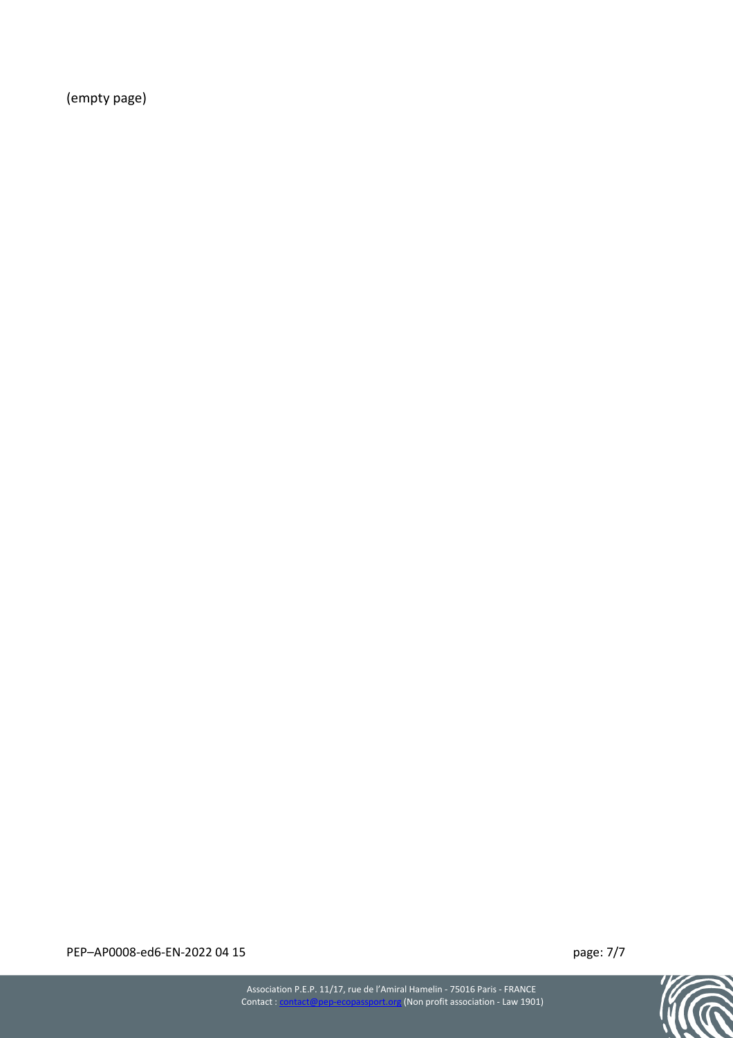(empty page)